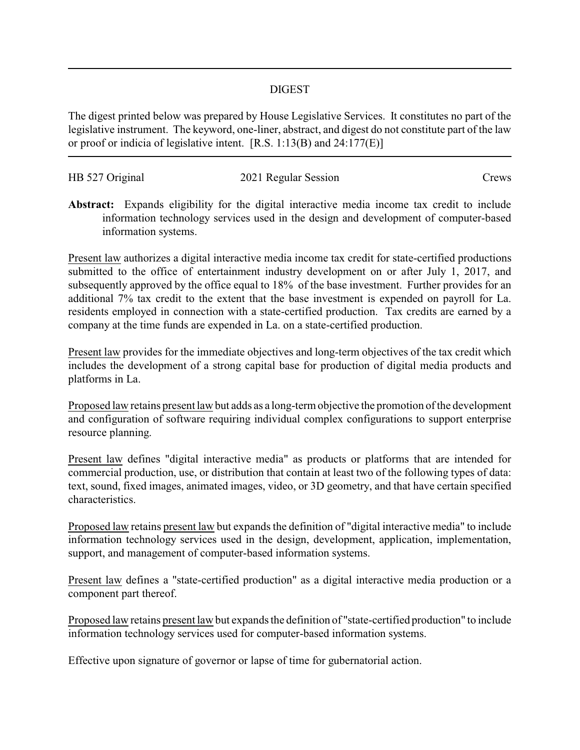# DIGEST

The digest printed below was prepared by House Legislative Services. It constitutes no part of the legislative instrument. The keyword, one-liner, abstract, and digest do not constitute part of the law or proof or indicia of legislative intent. [R.S. 1:13(B) and 24:177(E)]

HB 527 Original | 2021 Regular Session | Crews

**Abstract:** Expands eligibility for the digital interactive media income tax credit to include information technology services used in the design and development of computer-based information systems.

Present law authorizes a digital interactive media income tax credit for state-certified productions submitted to the office of entertainment industry development on or after July 1, 2017, and subsequently approved by the office equal to 18% of the base investment. Further provides for an additional 7% tax credit to the extent that the base investment is expended on payroll for La. residents employed in connection with a state-certified production. Tax credits are earned by a company at the time funds are expended in La. on a state-certified production.

Present law provides for the immediate objectives and long-term objectives of the tax credit which includes the development of a strong capital base for production of digital media products and platforms in La.

Proposed law retains present law but adds as a long-term objective the promotion of the development and configuration of software requiring individual complex configurations to support enterprise resource planning.

Present law defines "digital interactive media" as products or platforms that are intended for commercial production, use, or distribution that contain at least two of the following types of data: text, sound, fixed images, animated images, video, or 3D geometry, and that have certain specified characteristics.

Proposed law retains present law but expands the definition of "digital interactive media" to include information technology services used in the design, development, application, implementation, support, and management of computer-based information systems.

Present law defines a "state-certified production" as a digital interactive media production or a component part thereof.

Proposed law retains present law but expands the definition of "state-certified production" to include information technology services used for computer-based information systems.

Effective upon signature of governor or lapse of time for gubernatorial action.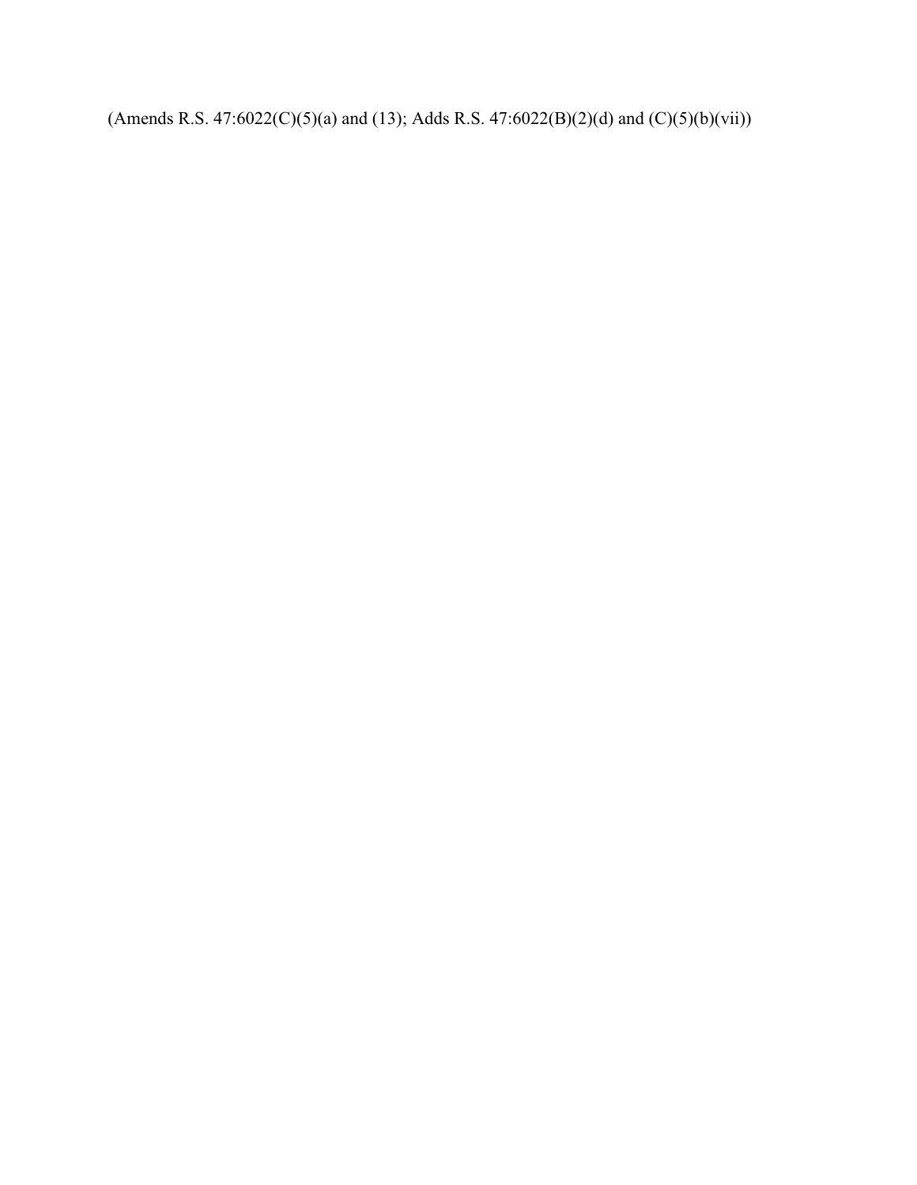(Amends R.S. 47:6022(C)(5)(a) and (13); Adds R.S. 47:6022(B)(2)(d) and (C)(5)(b)(vii))